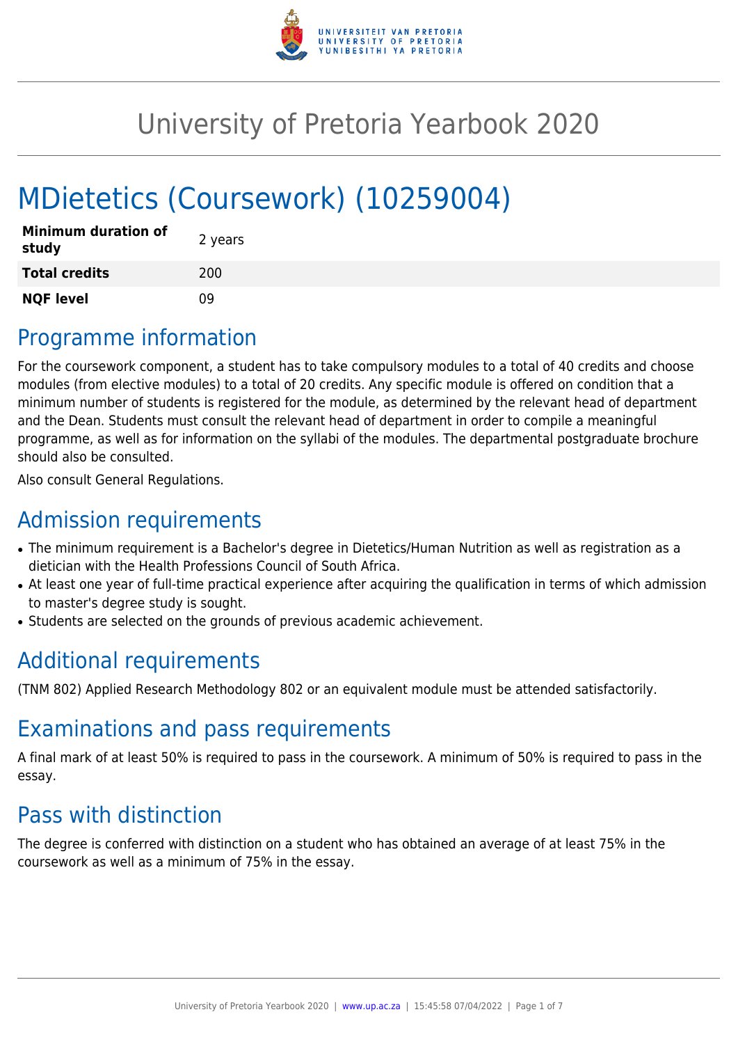# University of Pretoria Yearbook 2020

# MDietetics (Coursework) (10259004)

| | |
|---|---|
| **Minimum duration of study** | 2 years |
| **Total credits** | 200 |
| **NQF level** | 09 |

## Programme information

For the coursework component, a student has to take compulsory modules to a total of 40 credits and choose modules (from elective modules) to a total of 20 credits. Any specific module is offered on condition that a minimum number of students is registered for the module, as determined by the relevant head of department and the Dean. Students must consult the relevant head of department in order to compile a meaningful programme, as well as for information on the syllabi of the modules. The departmental postgraduate brochure should also be consulted.

Also consult General Regulations.

## Admission requirements

- The minimum requirement is a Bachelor's degree in Dietetics/Human Nutrition as well as registration as a dietician with the Health Professions Council of South Africa.
- At least one year of full-time practical experience after acquiring the qualification in terms of which admission to master's degree study is sought.
- Students are selected on the grounds of previous academic achievement.

## Additional requirements

(TNM 802) Applied Research Methodology 802 or an equivalent module must be attended satisfactorily.

## Examinations and pass requirements

A final mark of at least 50% is required to pass in the coursework. A minimum of 50% is required to pass in the essay.

## Pass with distinction

The degree is conferred with distinction on a student who has obtained an average of at least 75% in the coursework as well as a minimum of 75% in the essay.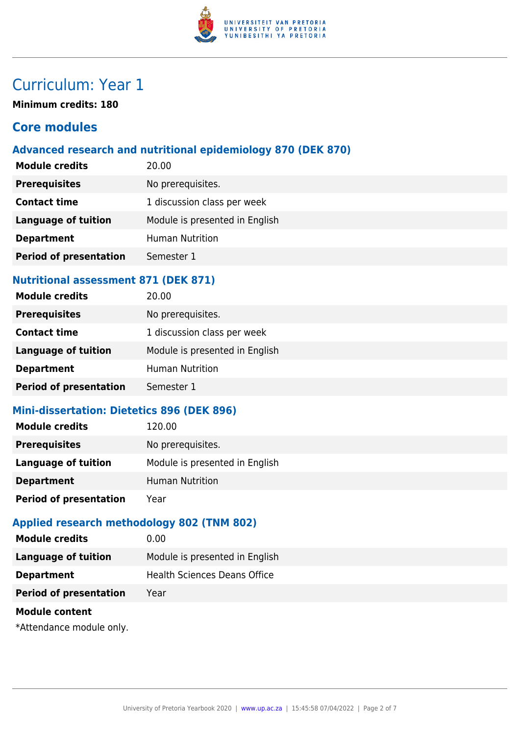# Curriculum: Year 1

**Minimum credits: 180**

## Core modules

### Advanced research and nutritional epidemiology 870 (DEK 870)

| | |
|---|---|
| **Module credits** | 20.00 |
| **Prerequisites** | No prerequisites. |
| **Contact time** | 1 discussion class per week |
| **Language of tuition** | Module is presented in English |
| **Department** | Human Nutrition |
| **Period of presentation** | Semester 1 |

### Nutritional assessment 871 (DEK 871)

| | |
|---|---|
| **Module credits** | 20.00 |
| **Prerequisites** | No prerequisites. |
| **Contact time** | 1 discussion class per week |
| **Language of tuition** | Module is presented in English |
| **Department** | Human Nutrition |
| **Period of presentation** | Semester 1 |

### Mini-dissertation: Dietetics 896 (DEK 896)

| | |
|---|---|
| **Module credits** | 120.00 |
| **Prerequisites** | No prerequisites. |
| **Language of tuition** | Module is presented in English |
| **Department** | Human Nutrition |
| **Period of presentation** | Year |

### Applied research methodology 802 (TNM 802)

| | |
|---|---|
| **Module credits** | 0.00 |
| **Language of tuition** | Module is presented in English |
| **Department** | Health Sciences Deans Office |
| **Period of presentation** | Year |

**Module content**

*Attendance module only.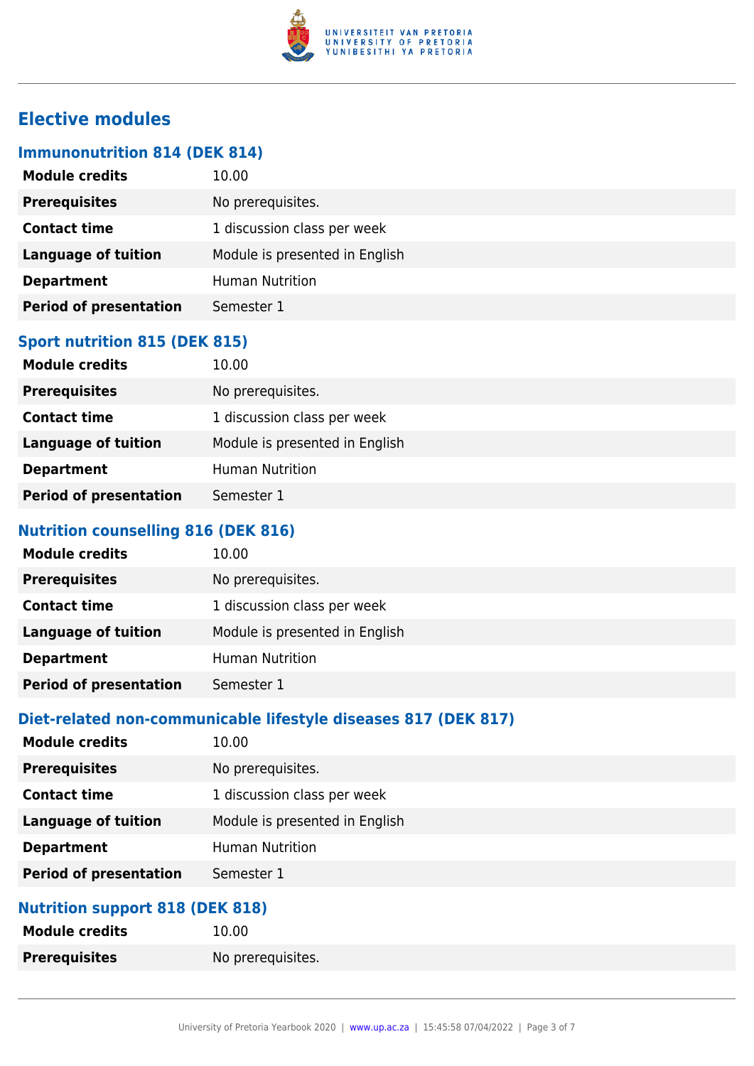## Elective modules

### Immunonutrition 814 (DEK 814)

| | |
|---|---|
| **Module credits** | 10.00 |
| **Prerequisites** | No prerequisites. |
| **Contact time** | 1 discussion class per week |
| **Language of tuition** | Module is presented in English |
| **Department** | Human Nutrition |
| **Period of presentation** | Semester 1 |

### Sport nutrition 815 (DEK 815)

| | |
|---|---|
| **Module credits** | 10.00 |
| **Prerequisites** | No prerequisites. |
| **Contact time** | 1 discussion class per week |
| **Language of tuition** | Module is presented in English |
| **Department** | Human Nutrition |
| **Period of presentation** | Semester 1 |

### Nutrition counselling 816 (DEK 816)

| | |
|---|---|
| **Module credits** | 10.00 |
| **Prerequisites** | No prerequisites. |
| **Contact time** | 1 discussion class per week |
| **Language of tuition** | Module is presented in English |
| **Department** | Human Nutrition |
| **Period of presentation** | Semester 1 |

### Diet-related non-communicable lifestyle diseases 817 (DEK 817)

| | |
|---|---|
| **Module credits** | 10.00 |
| **Prerequisites** | No prerequisites. |
| **Contact time** | 1 discussion class per week |
| **Language of tuition** | Module is presented in English |
| **Department** | Human Nutrition |
| **Period of presentation** | Semester 1 |

### Nutrition support 818 (DEK 818)

| | |
|---|---|
| **Module credits** | 10.00 |
| **Prerequisites** | No prerequisites. |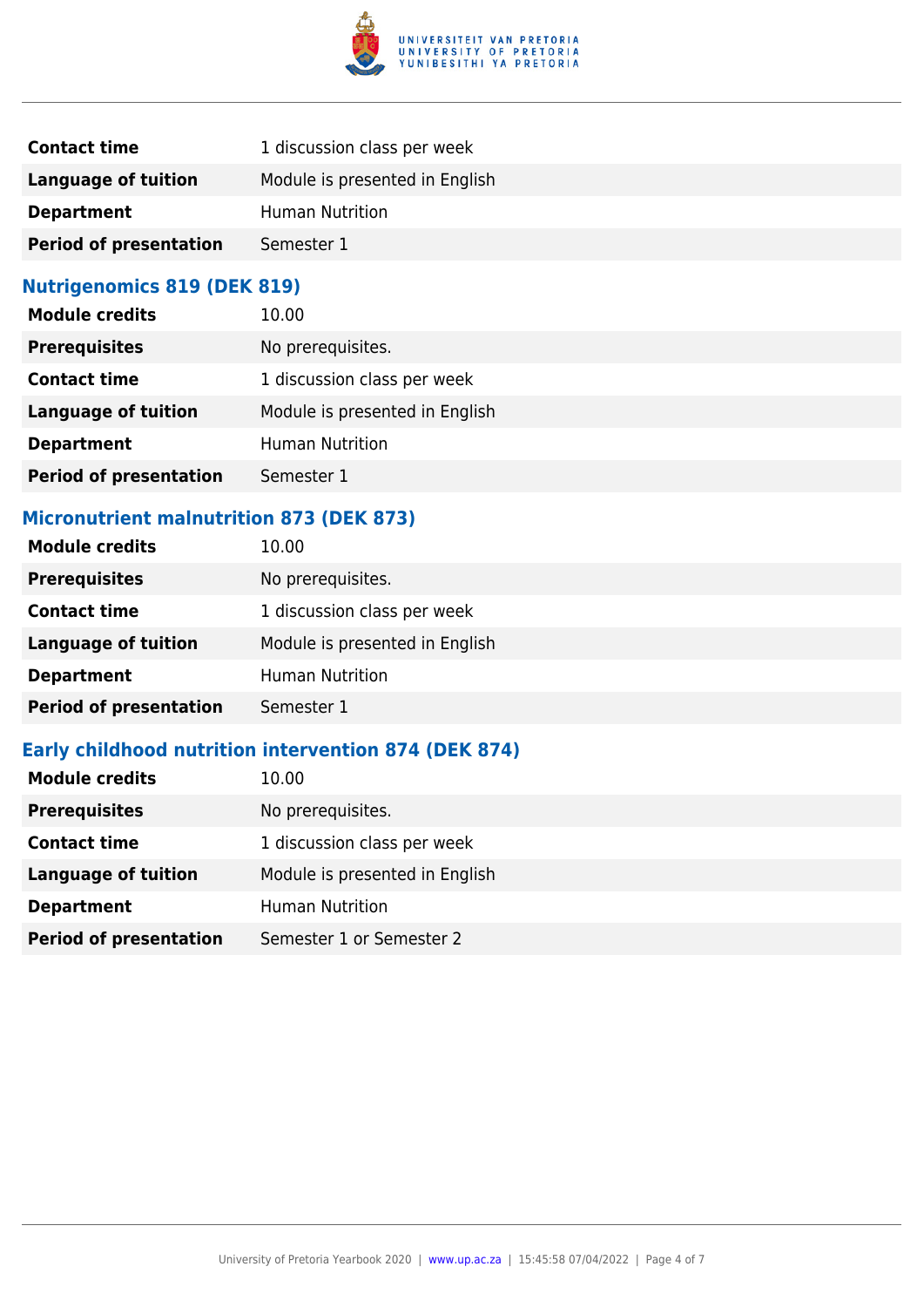| | |
|---|---|
| **Contact time** | 1 discussion class per week |
| **Language of tuition** | Module is presented in English |
| **Department** | Human Nutrition |
| **Period of presentation** | Semester 1 |

### Nutrigenomics 819 (DEK 819)

| | |
|---|---|
| **Module credits** | 10.00 |
| **Prerequisites** | No prerequisites. |
| **Contact time** | 1 discussion class per week |
| **Language of tuition** | Module is presented in English |
| **Department** | Human Nutrition |
| **Period of presentation** | Semester 1 |

### Micronutrient malnutrition 873 (DEK 873)

| | |
|---|---|
| **Module credits** | 10.00 |
| **Prerequisites** | No prerequisites. |
| **Contact time** | 1 discussion class per week |
| **Language of tuition** | Module is presented in English |
| **Department** | Human Nutrition |
| **Period of presentation** | Semester 1 |

### Early childhood nutrition intervention 874 (DEK 874)

| | |
|---|---|
| **Module credits** | 10.00 |
| **Prerequisites** | No prerequisites. |
| **Contact time** | 1 discussion class per week |
| **Language of tuition** | Module is presented in English |
| **Department** | Human Nutrition |
| **Period of presentation** | Semester 1 or Semester 2 |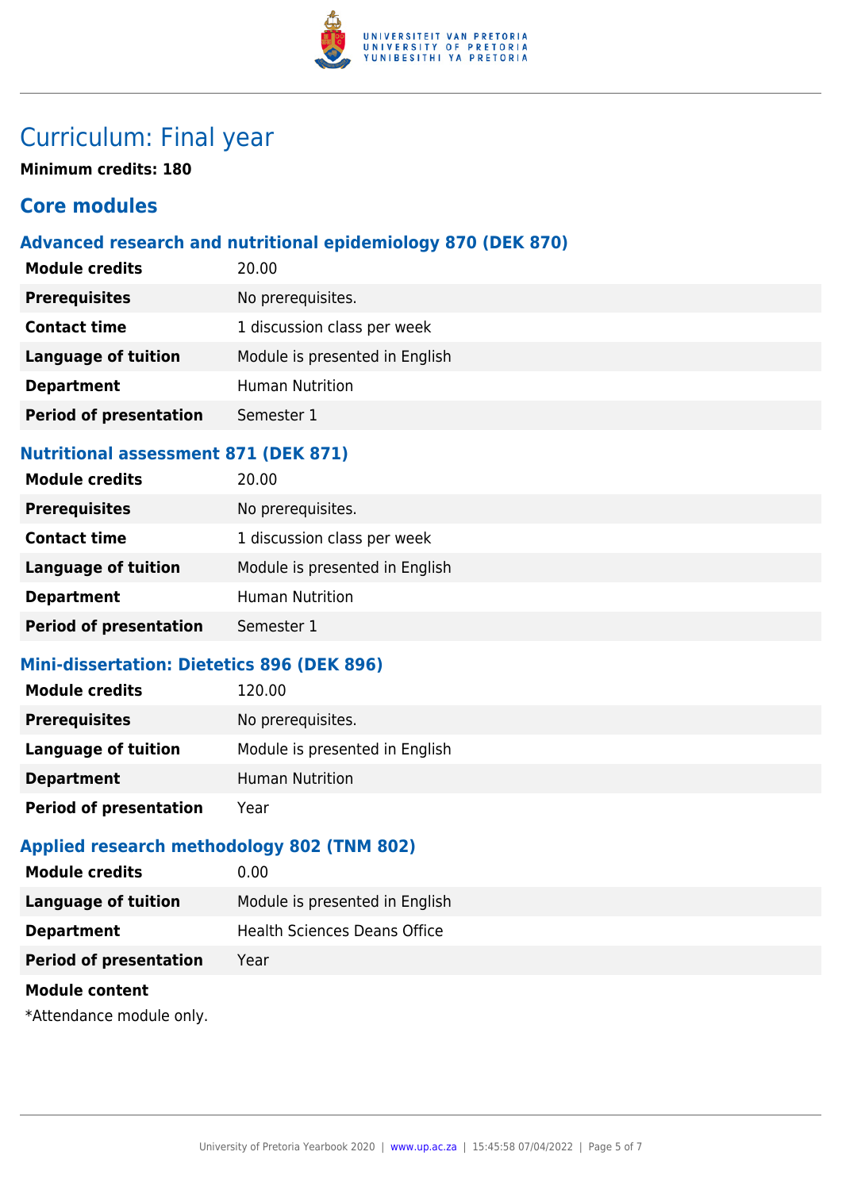# Curriculum: Final year

**Minimum credits: 180**

## Core modules

### Advanced research and nutritional epidemiology 870 (DEK 870)

| | |
|---|---|
| **Module credits** | 20.00 |
| **Prerequisites** | No prerequisites. |
| **Contact time** | 1 discussion class per week |
| **Language of tuition** | Module is presented in English |
| **Department** | Human Nutrition |
| **Period of presentation** | Semester 1 |

### Nutritional assessment 871 (DEK 871)

| | |
|---|---|
| **Module credits** | 20.00 |
| **Prerequisites** | No prerequisites. |
| **Contact time** | 1 discussion class per week |
| **Language of tuition** | Module is presented in English |
| **Department** | Human Nutrition |
| **Period of presentation** | Semester 1 |

### Mini-dissertation: Dietetics 896 (DEK 896)

| | |
|---|---|
| **Module credits** | 120.00 |
| **Prerequisites** | No prerequisites. |
| **Language of tuition** | Module is presented in English |
| **Department** | Human Nutrition |
| **Period of presentation** | Year |

### Applied research methodology 802 (TNM 802)

| | |
|---|---|
| **Module credits** | 0.00 |
| **Language of tuition** | Module is presented in English |
| **Department** | Health Sciences Deans Office |
| **Period of presentation** | Year |

**Module content**

*Attendance module only.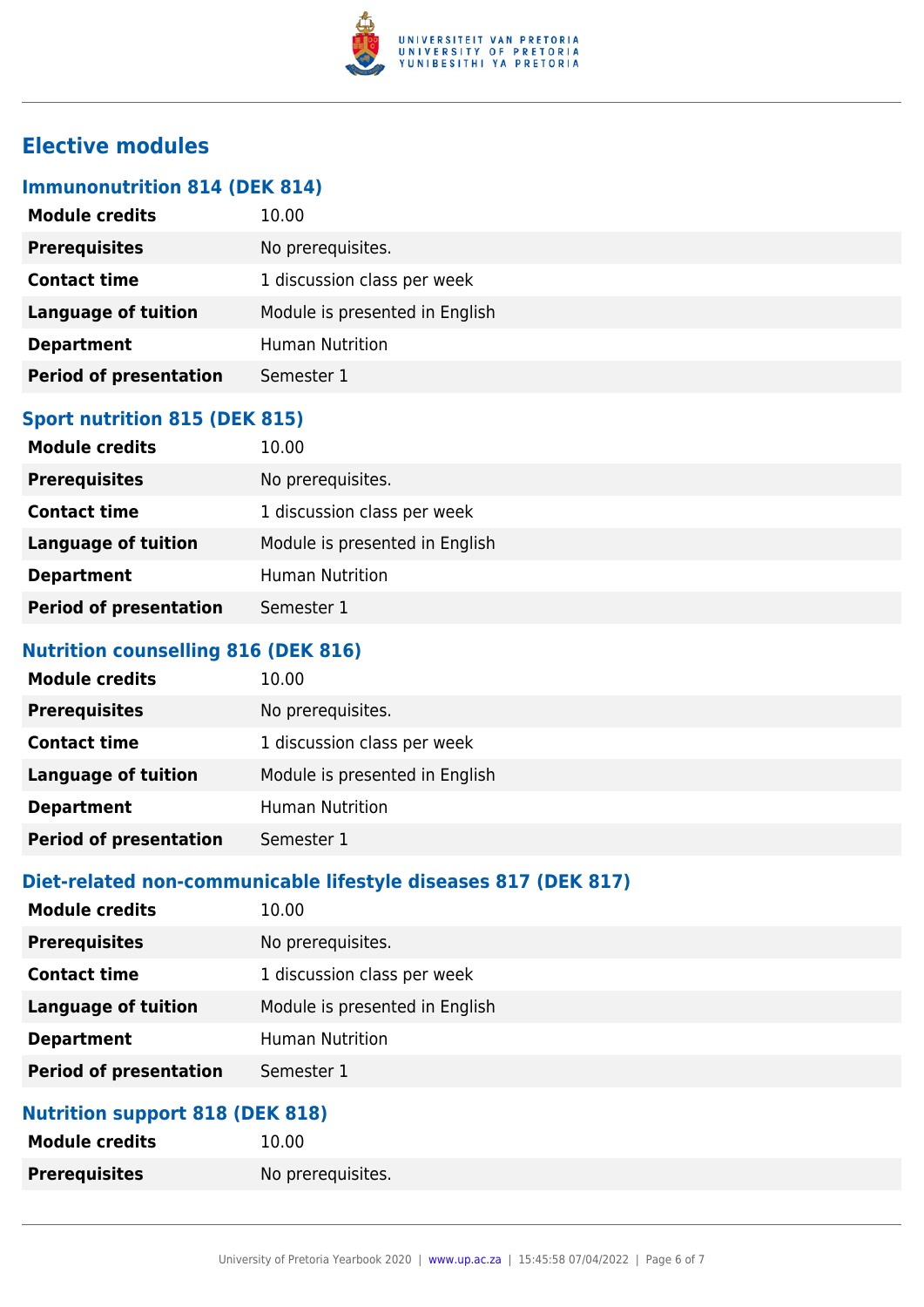## Elective modules

### Immunonutrition 814 (DEK 814)

| | |
|---|---|
| **Module credits** | 10.00 |
| **Prerequisites** | No prerequisites. |
| **Contact time** | 1 discussion class per week |
| **Language of tuition** | Module is presented in English |
| **Department** | Human Nutrition |
| **Period of presentation** | Semester 1 |

### Sport nutrition 815 (DEK 815)

| | |
|---|---|
| **Module credits** | 10.00 |
| **Prerequisites** | No prerequisites. |
| **Contact time** | 1 discussion class per week |
| **Language of tuition** | Module is presented in English |
| **Department** | Human Nutrition |
| **Period of presentation** | Semester 1 |

### Nutrition counselling 816 (DEK 816)

| | |
|---|---|
| **Module credits** | 10.00 |
| **Prerequisites** | No prerequisites. |
| **Contact time** | 1 discussion class per week |
| **Language of tuition** | Module is presented in English |
| **Department** | Human Nutrition |
| **Period of presentation** | Semester 1 |

### Diet-related non-communicable lifestyle diseases 817 (DEK 817)

| | |
|---|---|
| **Module credits** | 10.00 |
| **Prerequisites** | No prerequisites. |
| **Contact time** | 1 discussion class per week |
| **Language of tuition** | Module is presented in English |
| **Department** | Human Nutrition |
| **Period of presentation** | Semester 1 |

### Nutrition support 818 (DEK 818)

| | |
|---|---|
| **Module credits** | 10.00 |
| **Prerequisites** | No prerequisites. |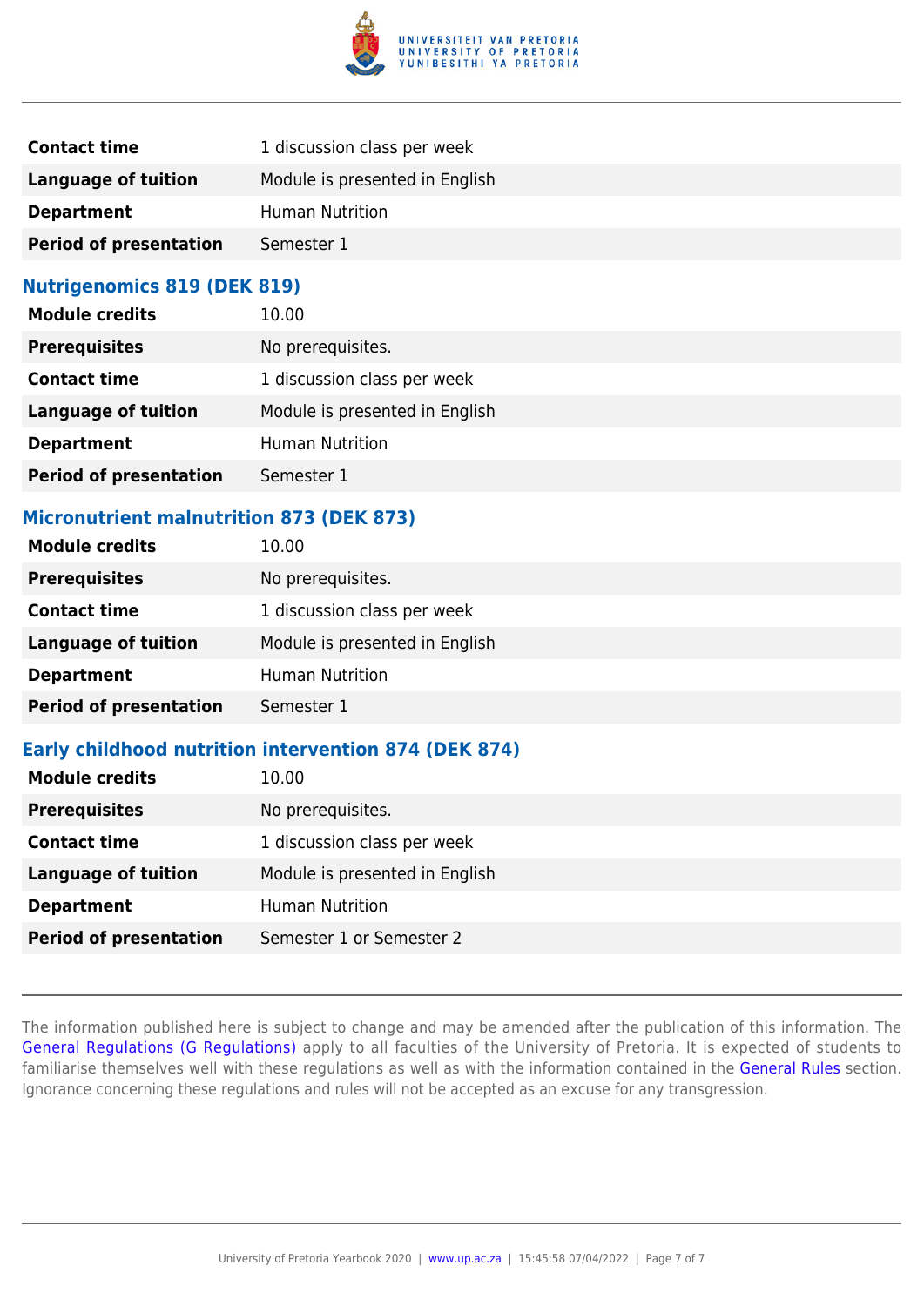| | |
|---|---|
| **Contact time** | 1 discussion class per week |
| **Language of tuition** | Module is presented in English |
| **Department** | Human Nutrition |
| **Period of presentation** | Semester 1 |

### Nutrigenomics 819 (DEK 819)

| | |
|---|---|
| **Module credits** | 10.00 |
| **Prerequisites** | No prerequisites. |
| **Contact time** | 1 discussion class per week |
| **Language of tuition** | Module is presented in English |
| **Department** | Human Nutrition |
| **Period of presentation** | Semester 1 |

### Micronutrient malnutrition 873 (DEK 873)

| | |
|---|---|
| **Module credits** | 10.00 |
| **Prerequisites** | No prerequisites. |
| **Contact time** | 1 discussion class per week |
| **Language of tuition** | Module is presented in English |
| **Department** | Human Nutrition |
| **Period of presentation** | Semester 1 |

### Early childhood nutrition intervention 874 (DEK 874)

| | |
|---|---|
| **Module credits** | 10.00 |
| **Prerequisites** | No prerequisites. |
| **Contact time** | 1 discussion class per week |
| **Language of tuition** | Module is presented in English |
| **Department** | Human Nutrition |
| **Period of presentation** | Semester 1 or Semester 2 |

The information published here is subject to change and may be amended after the publication of this information. The General Regulations (G Regulations) apply to all faculties of the University of Pretoria. It is expected of students to familiarise themselves well with these regulations as well as with the information contained in the General Rules section. Ignorance concerning these regulations and rules will not be accepted as an excuse for any transgression.